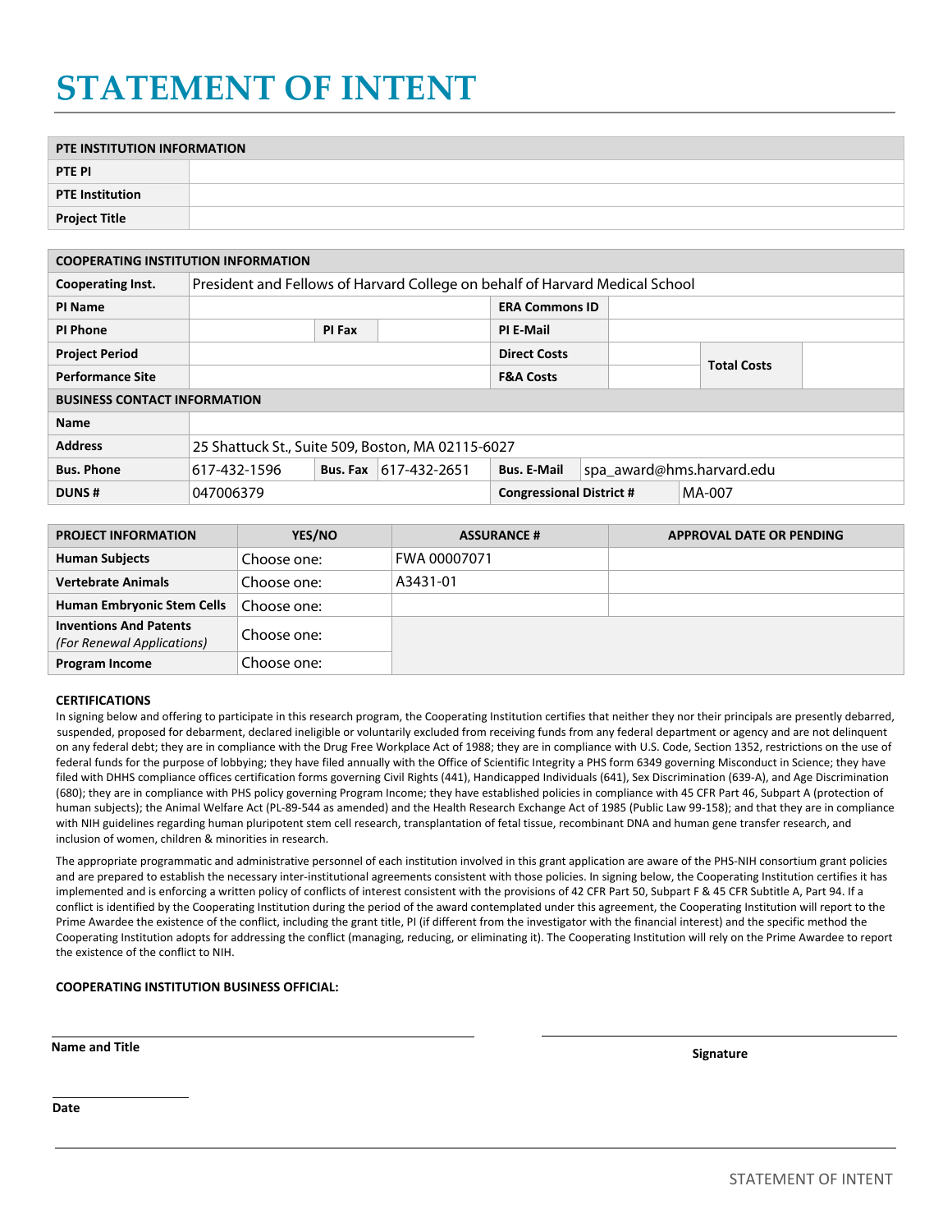# STATEMENT OF INTENT

| PTE INSTITUTION INFORMATION | |
|---|---|
| **PTE PI** | |
| **PTE Institution** | |
| **Project Title** | |

| COOPERATING INSTITUTION INFORMATION | | | | | | | |
|---|---|---|---|---|---|---|---|
| **Cooperating Inst.** | President and Fellows of Harvard College on behalf of Harvard Medical School | | | | | | |
| **PI Name** | | | | **ERA Commons ID** | | | |
| **PI Phone** | | **PI Fax** | | **PI E-Mail** | | | |
| **Project Period** | | | | **Direct Costs** | | **Total Costs** | |
| **Performance Site** | | | | **F&A Costs** | | | |
| **BUSINESS CONTACT INFORMATION** | | | | | | | |
| **Name** | | | | | | | |
| **Address** | 25 Shattuck St., Suite 509, Boston, MA 02115-6027 | | | | | | |
| **Bus. Phone** | 617-432-1596 | **Bus. Fax** | 617-432-2651 | **Bus. E-Mail** | spa_award@hms.harvard.edu | | |
| **DUNS #** | 047006379 | | | **Congressional District #** | | MA-007 | |

| PROJECT INFORMATION | YES/NO | ASSURANCE # | APPROVAL DATE OR PENDING |
|---|---|---|---|
| **Human Subjects** | Choose one: | FWA 00007071 | |
| **Vertebrate Animals** | Choose one: | A3431-01 | |
| **Human Embryonic Stem Cells** | Choose one: | | |
| **Inventions And Patents** *(For Renewal Applications)* | Choose one: | | |
| **Program Income** | Choose one: | | |

**CERTIFICATIONS**

In signing below and offering to participate in this research program, the Cooperating Institution certifies that neither they nor their principals are presently debarred, suspended, proposed for debarment, declared ineligible or voluntarily excluded from receiving funds from any federal department or agency and are not delinquent on any federal debt; they are in compliance with the Drug Free Workplace Act of 1988; they are in compliance with U.S. Code, Section 1352, restrictions on the use of federal funds for the purpose of lobbying; they have filed annually with the Office of Scientific Integrity a PHS form 6349 governing Misconduct in Science; they have filed with DHHS compliance offices certification forms governing Civil Rights (441), Handicapped Individuals (641), Sex Discrimination (639-A), and Age Discrimination (680); they are in compliance with PHS policy governing Program Income; they have established policies in compliance with 45 CFR Part 46, Subpart A (protection of human subjects); the Animal Welfare Act (PL-89-544 as amended) and the Health Research Exchange Act of 1985 (Public Law 99-158); and that they are in compliance with NIH guidelines regarding human pluripotent stem cell research, transplantation of fetal tissue, recombinant DNA and human gene transfer research, and inclusion of women, children & minorities in research.

The appropriate programmatic and administrative personnel of each institution involved in this grant application are aware of the PHS-NIH consortium grant policies and are prepared to establish the necessary inter-institutional agreements consistent with those policies. In signing below, the Cooperating Institution certifies it has implemented and is enforcing a written policy of conflicts of interest consistent with the provisions of 42 CFR Part 50, Subpart F & 45 CFR Subtitle A, Part 94. If a conflict is identified by the Cooperating Institution during the period of the award contemplated under this agreement, the Cooperating Institution will report to the Prime Awardee the existence of the conflict, including the grant title, PI (if different from the investigator with the financial interest) and the specific method the Cooperating Institution adopts for addressing the conflict (managing, reducing, or eliminating it). The Cooperating Institution will rely on the Prime Awardee to report the existence of the conflict to NIH.

**COOPERATING INSTITUTION BUSINESS OFFICIAL:**

**Name and Title** ______________________________

**Signature** ______________________________

**Date** ______________________________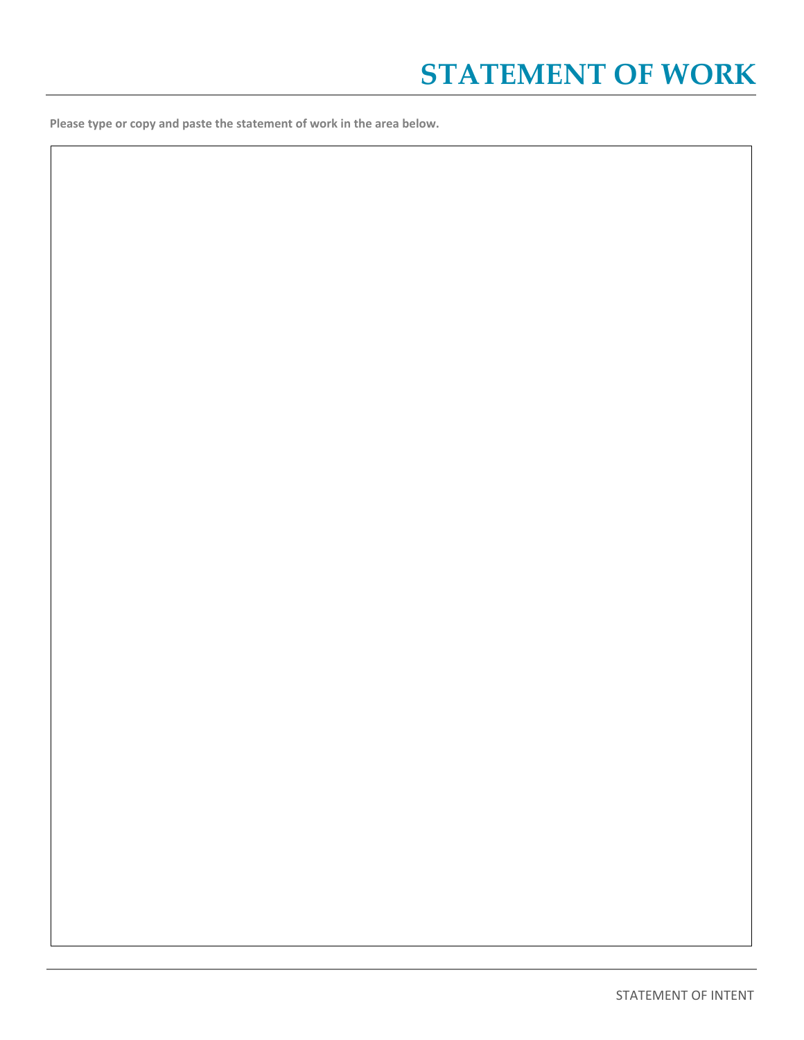# STATEMENT OF WORK

**Please type or copy and paste the statement of work in the area below.**